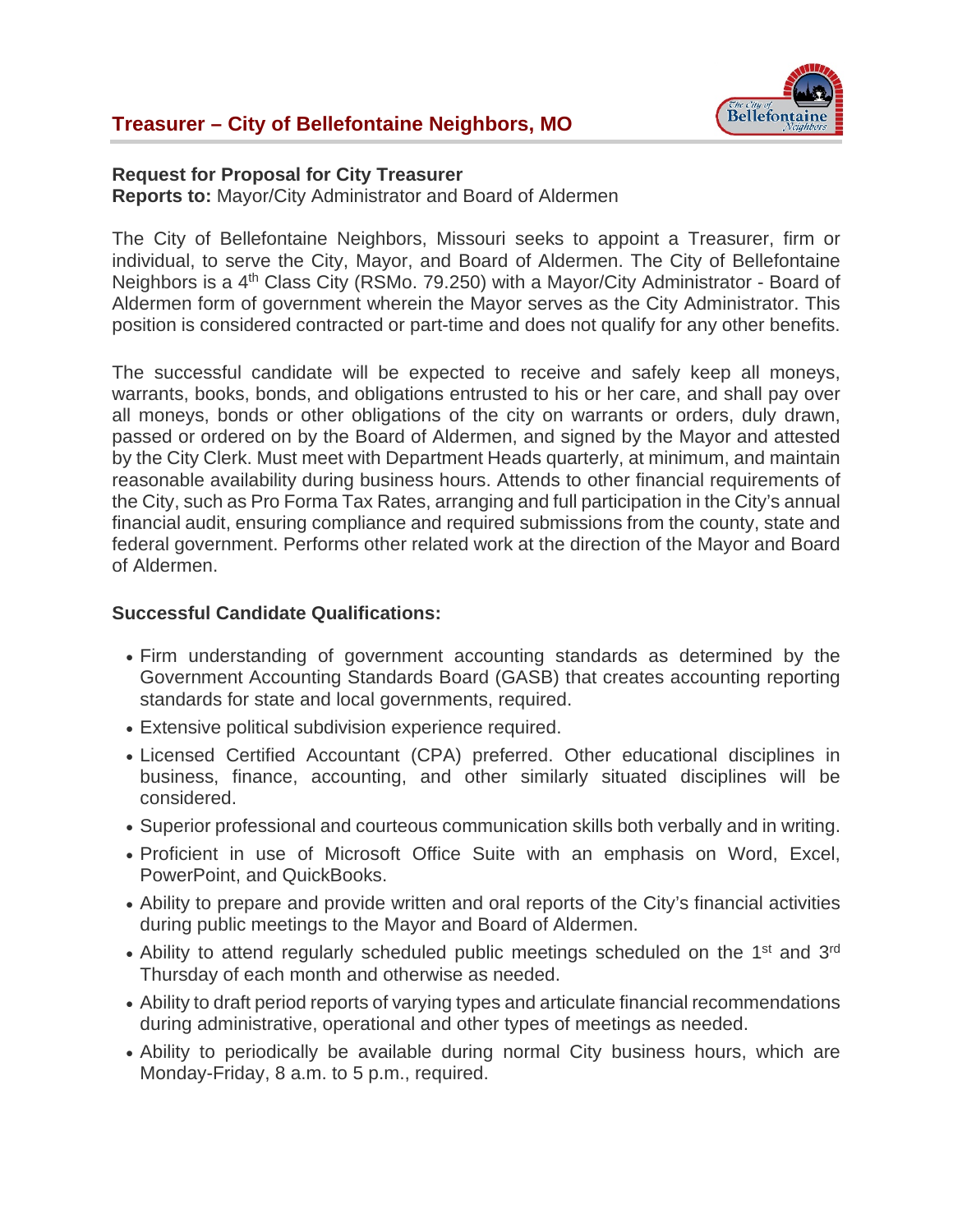# Treasurer – City of Bellefontaine Neighbors, MO

**Request for Proposal for City Treasurer**
**Reports to:** Mayor/City Administrator and Board of Aldermen

The City of Bellefontaine Neighbors, Missouri seeks to appoint a Treasurer, firm or individual, to serve the City, Mayor, and Board of Aldermen. The City of Bellefontaine Neighbors is a 4th Class City (RSMo. 79.250) with a Mayor/City Administrator - Board of Aldermen form of government wherein the Mayor serves as the City Administrator. This position is considered contracted or part-time and does not qualify for any other benefits.

The successful candidate will be expected to receive and safely keep all moneys, warrants, books, bonds, and obligations entrusted to his or her care, and shall pay over all moneys, bonds or other obligations of the city on warrants or orders, duly drawn, passed or ordered on by the Board of Aldermen, and signed by the Mayor and attested by the City Clerk. Must meet with Department Heads quarterly, at minimum, and maintain reasonable availability during business hours. Attends to other financial requirements of the City, such as Pro Forma Tax Rates, arranging and full participation in the City's annual financial audit, ensuring compliance and required submissions from the county, state and federal government. Performs other related work at the direction of the Mayor and Board of Aldermen.

**Successful Candidate Qualifications:**

- Firm understanding of government accounting standards as determined by the Government Accounting Standards Board (GASB) that creates accounting reporting standards for state and local governments, required.
- Extensive political subdivision experience required.
- Licensed Certified Accountant (CPA) preferred. Other educational disciplines in business, finance, accounting, and other similarly situated disciplines will be considered.
- Superior professional and courteous communication skills both verbally and in writing.
- Proficient in use of Microsoft Office Suite with an emphasis on Word, Excel, PowerPoint, and QuickBooks.
- Ability to prepare and provide written and oral reports of the City's financial activities during public meetings to the Mayor and Board of Aldermen.
- Ability to attend regularly scheduled public meetings scheduled on the 1st and 3rd Thursday of each month and otherwise as needed.
- Ability to draft period reports of varying types and articulate financial recommendations during administrative, operational and other types of meetings as needed.
- Ability to periodically be available during normal City business hours, which are Monday-Friday, 8 a.m. to 5 p.m., required.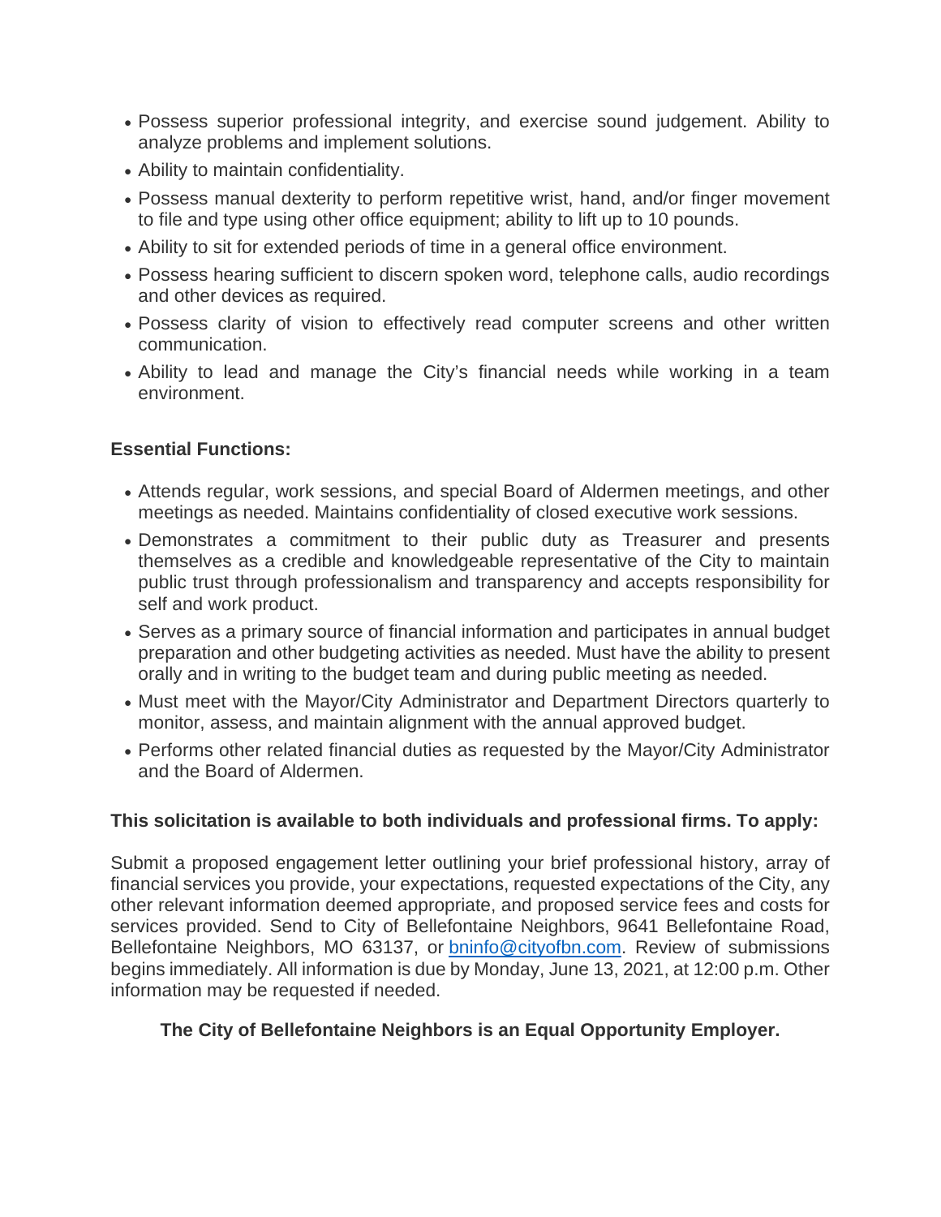- Possess superior professional integrity, and exercise sound judgement. Ability to analyze problems and implement solutions.
- Ability to maintain confidentiality.
- Possess manual dexterity to perform repetitive wrist, hand, and/or finger movement to file and type using other office equipment; ability to lift up to 10 pounds.
- Ability to sit for extended periods of time in a general office environment.
- Possess hearing sufficient to discern spoken word, telephone calls, audio recordings and other devices as required.
- Possess clarity of vision to effectively read computer screens and other written communication.
- Ability to lead and manage the City's financial needs while working in a team environment.

**Essential Functions:**

- Attends regular, work sessions, and special Board of Aldermen meetings, and other meetings as needed. Maintains confidentiality of closed executive work sessions.
- Demonstrates a commitment to their public duty as Treasurer and presents themselves as a credible and knowledgeable representative of the City to maintain public trust through professionalism and transparency and accepts responsibility for self and work product.
- Serves as a primary source of financial information and participates in annual budget preparation and other budgeting activities as needed. Must have the ability to present orally and in writing to the budget team and during public meeting as needed.
- Must meet with the Mayor/City Administrator and Department Directors quarterly to monitor, assess, and maintain alignment with the annual approved budget.
- Performs other related financial duties as requested by the Mayor/City Administrator and the Board of Aldermen.

**This solicitation is available to both individuals and professional firms. To apply:**

Submit a proposed engagement letter outlining your brief professional history, array of financial services you provide, your expectations, requested expectations of the City, any other relevant information deemed appropriate, and proposed service fees and costs for services provided. Send to City of Bellefontaine Neighbors, 9641 Bellefontaine Road, Bellefontaine Neighbors, MO 63137, or bninfo@cityofbn.com. Review of submissions begins immediately. All information is due by Monday, June 13, 2021, at 12:00 p.m. Other information may be requested if needed.

**The City of Bellefontaine Neighbors is an Equal Opportunity Employer.**